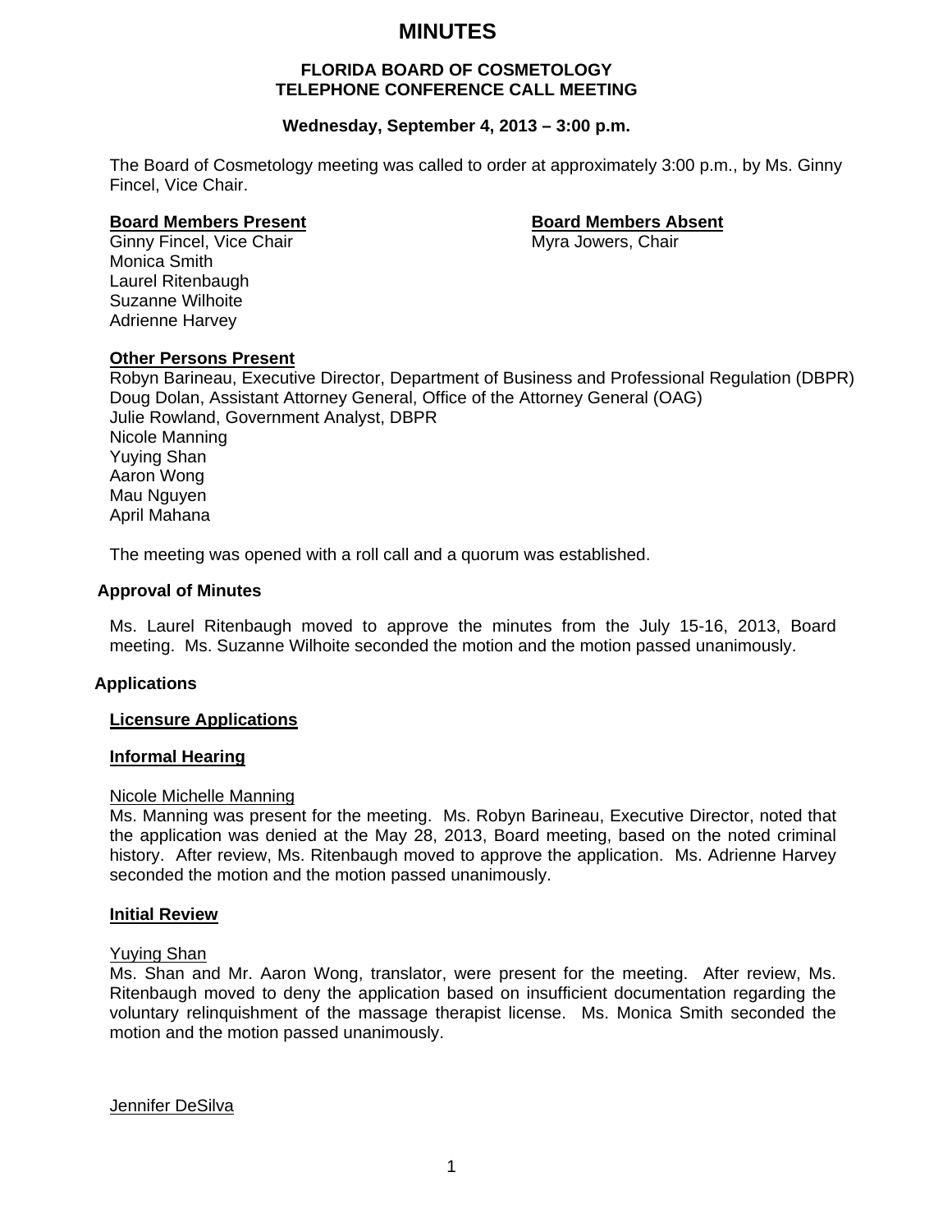# MINUTES

**FLORIDA BOARD OF COSMETOLOGY**
**TELEPHONE CONFERENCE CALL MEETING**

**Wednesday, September 4, 2013 – 3:00 p.m.**

The Board of Cosmetology meeting was called to order at approximately 3:00 p.m., by Ms. Ginny Fincel, Vice Chair.

**Board Members Present**
Ginny Fincel, Vice Chair
Monica Smith
Laurel Ritenbaugh
Suzanne Wilhoite
Adrienne Harvey

**Board Members Absent**
Myra Jowers, Chair

**Other Persons Present**
Robyn Barineau, Executive Director, Department of Business and Professional Regulation (DBPR)
Doug Dolan, Assistant Attorney General, Office of the Attorney General (OAG)
Julie Rowland, Government Analyst, DBPR
Nicole Manning
Yuying Shan
Aaron Wong
Mau Nguyen
April Mahana

The meeting was opened with a roll call and a quorum was established.

## Approval of Minutes

Ms. Laurel Ritenbaugh moved to approve the minutes from the July 15-16, 2013, Board meeting. Ms. Suzanne Wilhoite seconded the motion and the motion passed unanimously.

## Applications

### Licensure Applications

### Informal Hearing

Nicole Michelle Manning
Ms. Manning was present for the meeting. Ms. Robyn Barineau, Executive Director, noted that the application was denied at the May 28, 2013, Board meeting, based on the noted criminal history. After review, Ms. Ritenbaugh moved to approve the application. Ms. Adrienne Harvey seconded the motion and the motion passed unanimously.

### Initial Review

Yuying Shan
Ms. Shan and Mr. Aaron Wong, translator, were present for the meeting. After review, Ms. Ritenbaugh moved to deny the application based on insufficient documentation regarding the voluntary relinquishment of the massage therapist license. Ms. Monica Smith seconded the motion and the motion passed unanimously.

Jennifer DeSilva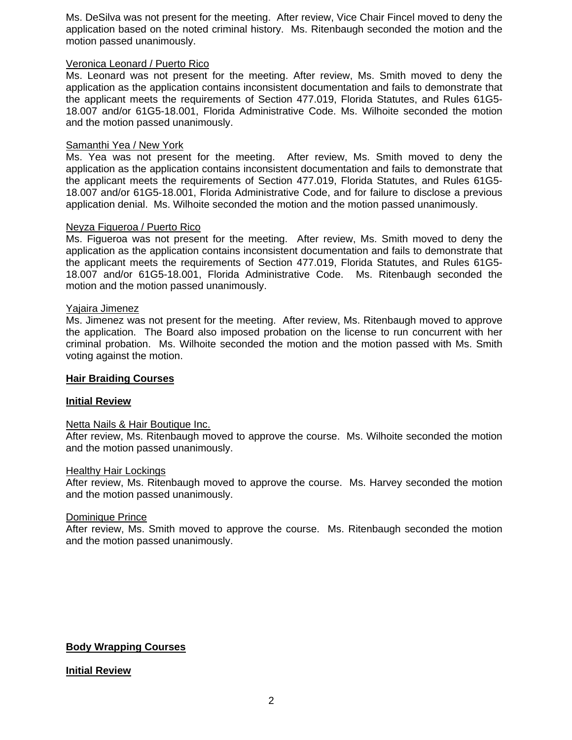Ms. DeSilva was not present for the meeting. After review, Vice Chair Fincel moved to deny the application based on the noted criminal history. Ms. Ritenbaugh seconded the motion and the motion passed unanimously.

Veronica Leonard / Puerto Rico
Ms. Leonard was not present for the meeting. After review, Ms. Smith moved to deny the application as the application contains inconsistent documentation and fails to demonstrate that the applicant meets the requirements of Section 477.019, Florida Statutes, and Rules 61G5-18.007 and/or 61G5-18.001, Florida Administrative Code. Ms. Wilhoite seconded the motion and the motion passed unanimously.

Samanthi Yea / New York
Ms. Yea was not present for the meeting. After review, Ms. Smith moved to deny the application as the application contains inconsistent documentation and fails to demonstrate that the applicant meets the requirements of Section 477.019, Florida Statutes, and Rules 61G5-18.007 and/or 61G5-18.001, Florida Administrative Code, and for failure to disclose a previous application denial. Ms. Wilhoite seconded the motion and the motion passed unanimously.

Neyza Figueroa / Puerto Rico
Ms. Figueroa was not present for the meeting. After review, Ms. Smith moved to deny the application as the application contains inconsistent documentation and fails to demonstrate that the applicant meets the requirements of Section 477.019, Florida Statutes, and Rules 61G5-18.007 and/or 61G5-18.001, Florida Administrative Code. Ms. Ritenbaugh seconded the motion and the motion passed unanimously.

Yajaira Jimenez
Ms. Jimenez was not present for the meeting. After review, Ms. Ritenbaugh moved to approve the application. The Board also imposed probation on the license to run concurrent with her criminal probation. Ms. Wilhoite seconded the motion and the motion passed with Ms. Smith voting against the motion.

**Hair Braiding Courses**

**Initial Review**

Netta Nails & Hair Boutique Inc.
After review, Ms. Ritenbaugh moved to approve the course. Ms. Wilhoite seconded the motion and the motion passed unanimously.

Healthy Hair Lockings
After review, Ms. Ritenbaugh moved to approve the course. Ms. Harvey seconded the motion and the motion passed unanimously.

Dominique Prince
After review, Ms. Smith moved to approve the course. Ms. Ritenbaugh seconded the motion and the motion passed unanimously.

**Body Wrapping Courses**

**Initial Review**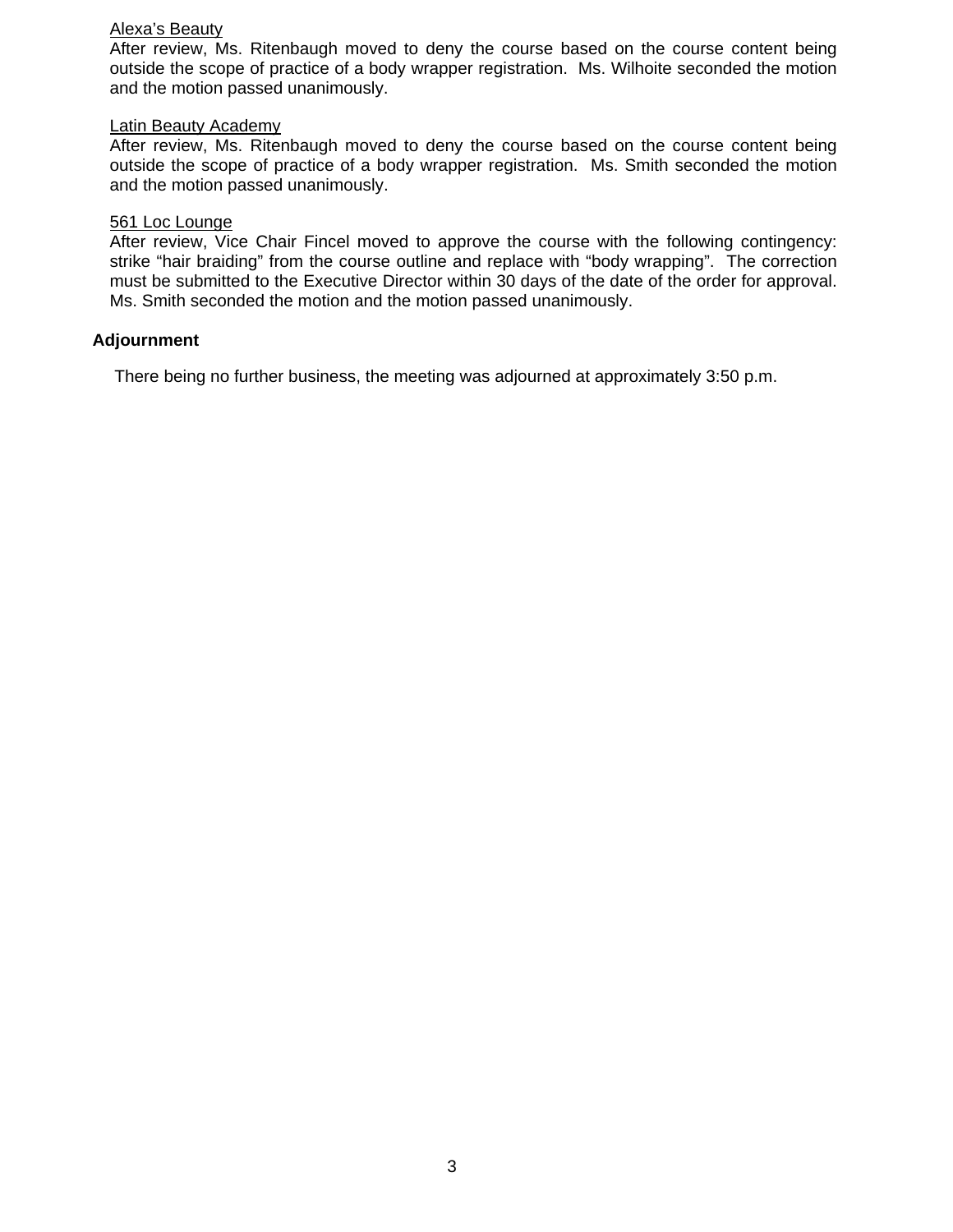<u>Alexa's Beauty</u>
After review, Ms. Ritenbaugh moved to deny the course based on the course content being outside the scope of practice of a body wrapper registration. Ms. Wilhoite seconded the motion and the motion passed unanimously.

<u>Latin Beauty Academy</u>
After review, Ms. Ritenbaugh moved to deny the course based on the course content being outside the scope of practice of a body wrapper registration. Ms. Smith seconded the motion and the motion passed unanimously.

<u>561 Loc Lounge</u>
After review, Vice Chair Fincel moved to approve the course with the following contingency: strike "hair braiding" from the course outline and replace with "body wrapping". The correction must be submitted to the Executive Director within 30 days of the date of the order for approval. Ms. Smith seconded the motion and the motion passed unanimously.

**Adjournment**

There being no further business, the meeting was adjourned at approximately 3:50 p.m.